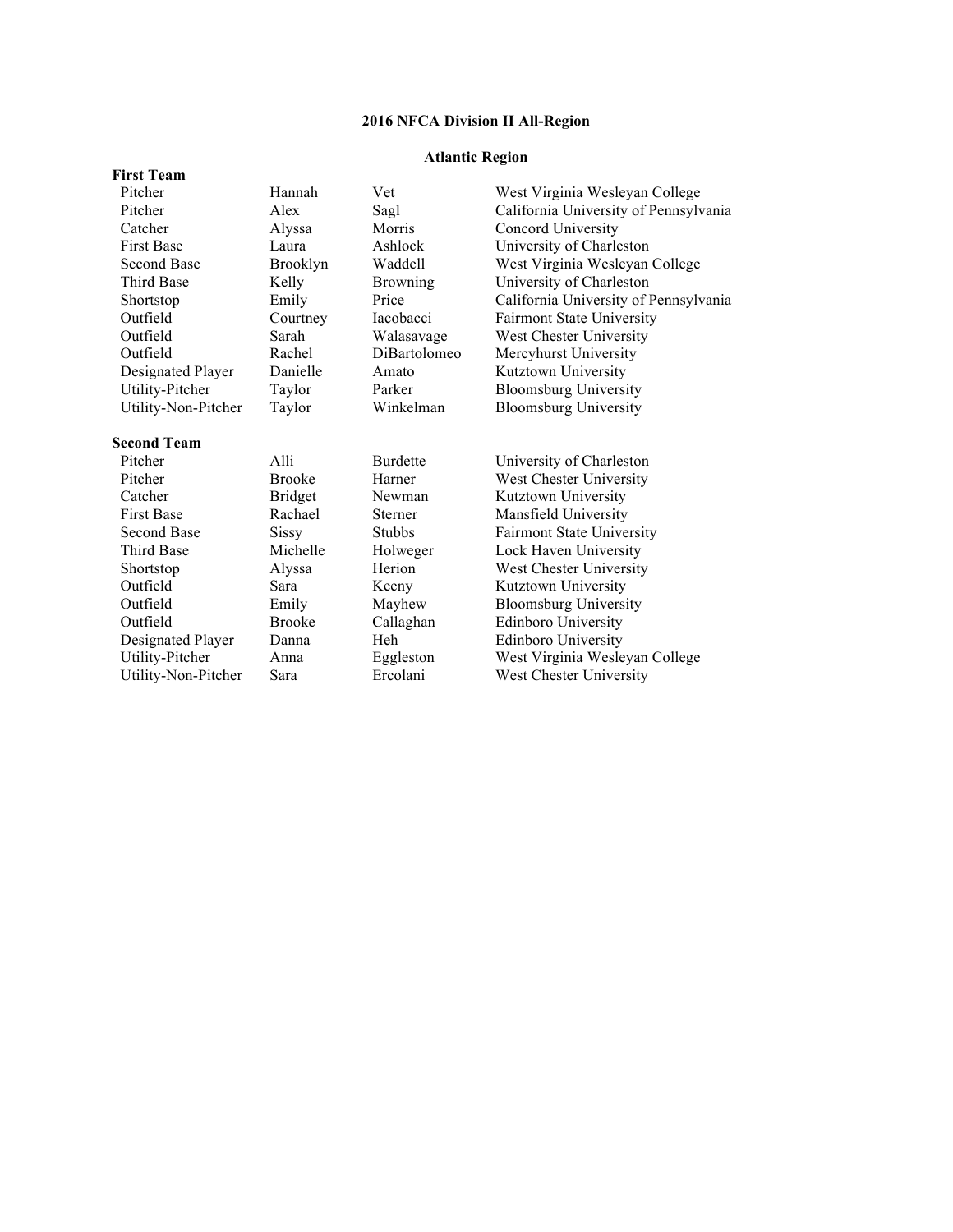# 2016 NFCA Division II All-Region

## Atlantic Region

### First Team

| Position | First Name | Last Name | School |
|---|---|---|---|
| Pitcher | Hannah | Vet | West Virginia Wesleyan College |
| Pitcher | Alex | Sagl | California University of Pennsylvania |
| Catcher | Alyssa | Morris | Concord University |
| First Base | Laura | Ashlock | University of Charleston |
| Second Base | Brooklyn | Waddell | West Virginia Wesleyan College |
| Third Base | Kelly | Browning | University of Charleston |
| Shortstop | Emily | Price | California University of Pennsylvania |
| Outfield | Courtney | Iacobacci | Fairmont State University |
| Outfield | Sarah | Walasavage | West Chester University |
| Outfield | Rachel | DiBartolomeo | Mercyhurst University |
| Designated Player | Danielle | Amato | Kutztown University |
| Utility-Pitcher | Taylor | Parker | Bloomsburg University |
| Utility-Non-Pitcher | Taylor | Winkelman | Bloomsburg University |

### Second Team

| Position | First Name | Last Name | School |
|---|---|---|---|
| Pitcher | Alli | Burdette | University of Charleston |
| Pitcher | Brooke | Harner | West Chester University |
| Catcher | Bridget | Newman | Kutztown University |
| First Base | Rachael | Sterner | Mansfield University |
| Second Base | Sissy | Stubbs | Fairmont State University |
| Third Base | Michelle | Holweger | Lock Haven University |
| Shortstop | Alyssa | Herion | West Chester University |
| Outfield | Sara | Keeny | Kutztown University |
| Outfield | Emily | Mayhew | Bloomsburg University |
| Outfield | Brooke | Callaghan | Edinboro University |
| Designated Player | Danna | Heh | Edinboro University |
| Utility-Pitcher | Anna | Eggleston | West Virginia Wesleyan College |
| Utility-Non-Pitcher | Sara | Ercolani | West Chester University |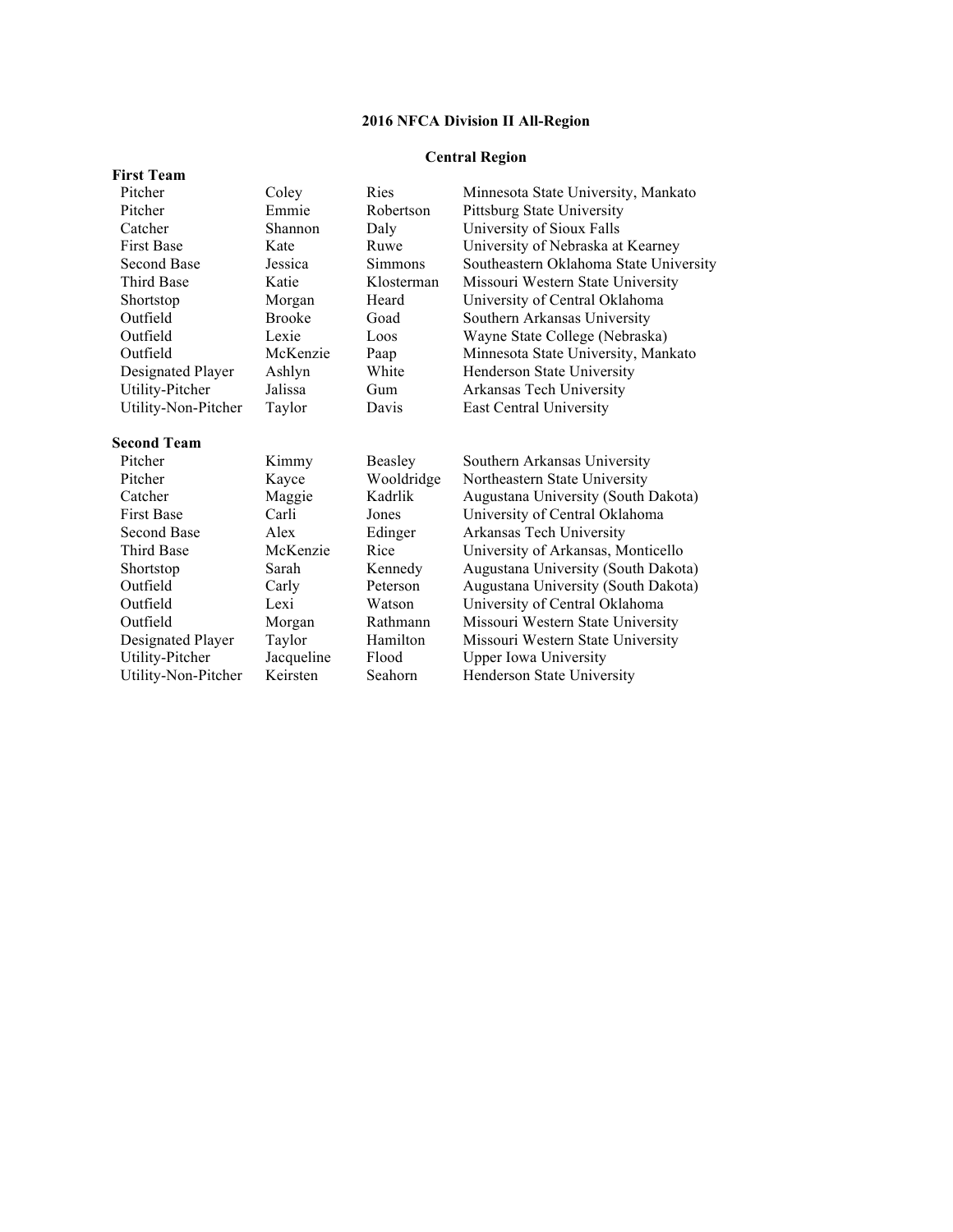# 2016 NFCA Division II All-Region

## Central Region

**First Team**

| Position | First Name | Last Name | School |
|---|---|---|---|
| Pitcher | Coley | Ries | Minnesota State University, Mankato |
| Pitcher | Emmie | Robertson | Pittsburg State University |
| Catcher | Shannon | Daly | University of Sioux Falls |
| First Base | Kate | Ruwe | University of Nebraska at Kearney |
| Second Base | Jessica | Simmons | Southeastern Oklahoma State University |
| Third Base | Katie | Klosterman | Missouri Western State University |
| Shortstop | Morgan | Heard | University of Central Oklahoma |
| Outfield | Brooke | Goad | Southern Arkansas University |
| Outfield | Lexie | Loos | Wayne State College (Nebraska) |
| Outfield | McKenzie | Paap | Minnesota State University, Mankato |
| Designated Player | Ashlyn | White | Henderson State University |
| Utility-Pitcher | Jalissa | Gum | Arkansas Tech University |
| Utility-Non-Pitcher | Taylor | Davis | East Central University |

**Second Team**

| Position | First Name | Last Name | School |
|---|---|---|---|
| Pitcher | Kimmy | Beasley | Southern Arkansas University |
| Pitcher | Kayce | Wooldridge | Northeastern State University |
| Catcher | Maggie | Kadrlik | Augustana University (South Dakota) |
| First Base | Carli | Jones | University of Central Oklahoma |
| Second Base | Alex | Edinger | Arkansas Tech University |
| Third Base | McKenzie | Rice | University of Arkansas, Monticello |
| Shortstop | Sarah | Kennedy | Augustana University (South Dakota) |
| Outfield | Carly | Peterson | Augustana University (South Dakota) |
| Outfield | Lexi | Watson | University of Central Oklahoma |
| Outfield | Morgan | Rathmann | Missouri Western State University |
| Designated Player | Taylor | Hamilton | Missouri Western State University |
| Utility-Pitcher | Jacqueline | Flood | Upper Iowa University |
| Utility-Non-Pitcher | Keirsten | Seahorn | Henderson State University |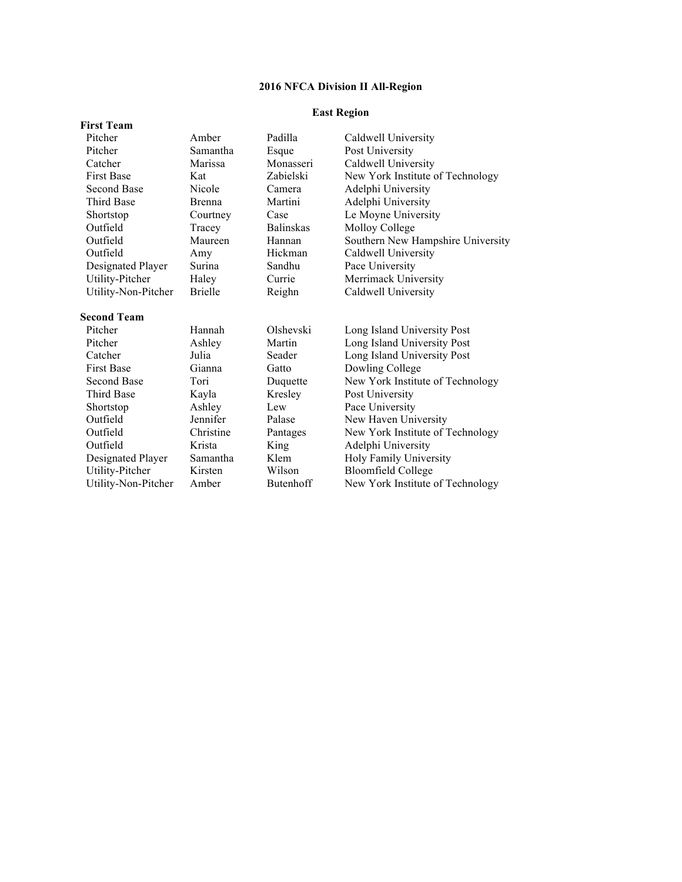# 2016 NFCA Division II All-Region

## East Region

**First Team**

| Position | First Name | Last Name | School |
|---|---|---|---|
| Pitcher | Amber | Padilla | Caldwell University |
| Pitcher | Samantha | Esque | Post University |
| Catcher | Marissa | Monasseri | Caldwell University |
| First Base | Kat | Zabielski | New York Institute of Technology |
| Second Base | Nicole | Camera | Adelphi University |
| Third Base | Brenna | Martini | Adelphi University |
| Shortstop | Courtney | Case | Le Moyne University |
| Outfield | Tracey | Balinskas | Molloy College |
| Outfield | Maureen | Hannan | Southern New Hampshire University |
| Outfield | Amy | Hickman | Caldwell University |
| Designated Player | Surina | Sandhu | Pace University |
| Utility-Pitcher | Haley | Currie | Merrimack University |
| Utility-Non-Pitcher | Brielle | Reighn | Caldwell University |

**Second Team**

| Position | First Name | Last Name | School |
|---|---|---|---|
| Pitcher | Hannah | Olshevski | Long Island University Post |
| Pitcher | Ashley | Martin | Long Island University Post |
| Catcher | Julia | Seader | Long Island University Post |
| First Base | Gianna | Gatto | Dowling College |
| Second Base | Tori | Duquette | New York Institute of Technology |
| Third Base | Kayla | Kresley | Post University |
| Shortstop | Ashley | Lew | Pace University |
| Outfield | Jennifer | Palase | New Haven University |
| Outfield | Christine | Pantages | New York Institute of Technology |
| Outfield | Krista | King | Adelphi University |
| Designated Player | Samantha | Klem | Holy Family University |
| Utility-Pitcher | Kirsten | Wilson | Bloomfield College |
| Utility-Non-Pitcher | Amber | Butenhoff | New York Institute of Technology |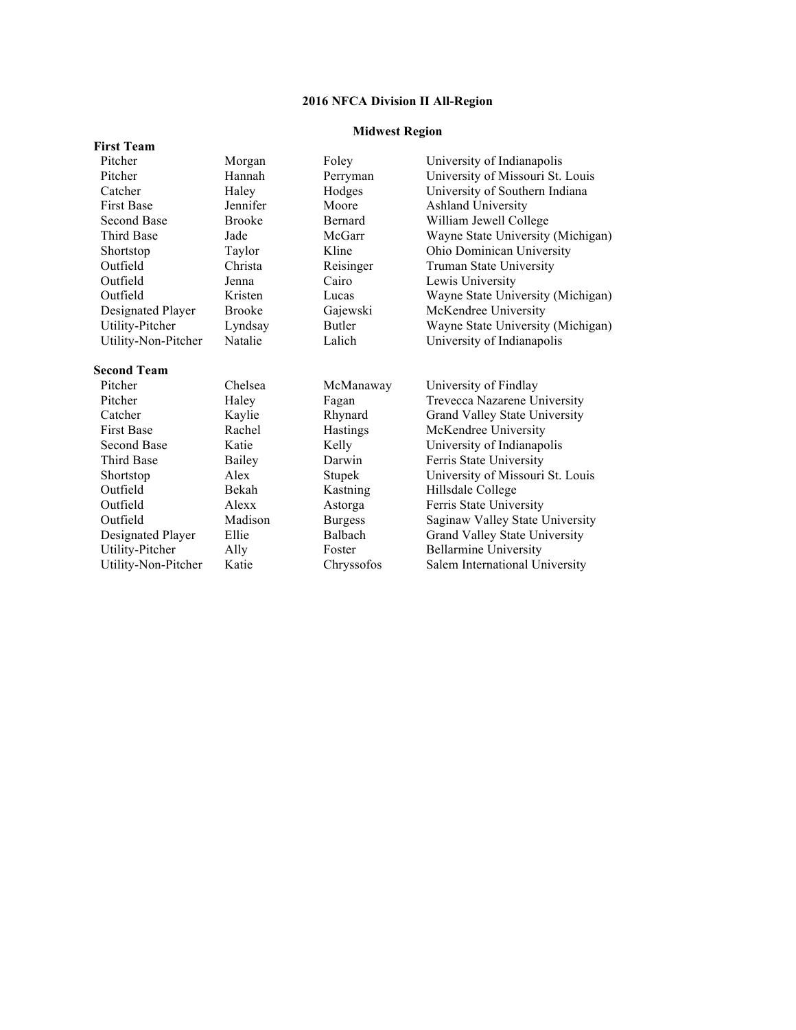**2016 NFCA Division II All-Region**

**Midwest Region**

**First Team**

| Position | First Name | Last Name | School |
|---|---|---|---|
| Pitcher | Morgan | Foley | University of Indianapolis |
| Pitcher | Hannah | Perryman | University of Missouri St. Louis |
| Catcher | Haley | Hodges | University of Southern Indiana |
| First Base | Jennifer | Moore | Ashland University |
| Second Base | Brooke | Bernard | William Jewell College |
| Third Base | Jade | McGarr | Wayne State University (Michigan) |
| Shortstop | Taylor | Kline | Ohio Dominican University |
| Outfield | Christa | Reisinger | Truman State University |
| Outfield | Jenna | Cairo | Lewis University |
| Outfield | Kristen | Lucas | Wayne State University (Michigan) |
| Designated Player | Brooke | Gajewski | McKendree University |
| Utility-Pitcher | Lyndsay | Butler | Wayne State University (Michigan) |
| Utility-Non-Pitcher | Natalie | Lalich | University of Indianapolis |

**Second Team**

| Position | First Name | Last Name | School |
|---|---|---|---|
| Pitcher | Chelsea | McManaway | University of Findlay |
| Pitcher | Haley | Fagan | Trevecca Nazarene University |
| Catcher | Kaylie | Rhynard | Grand Valley State University |
| First Base | Rachel | Hastings | McKendree University |
| Second Base | Katie | Kelly | University of Indianapolis |
| Third Base | Bailey | Darwin | Ferris State University |
| Shortstop | Alex | Stupek | University of Missouri St. Louis |
| Outfield | Bekah | Kastning | Hillsdale College |
| Outfield | Alexx | Astorga | Ferris State University |
| Outfield | Madison | Burgess | Saginaw Valley State University |
| Designated Player | Ellie | Balbach | Grand Valley State University |
| Utility-Pitcher | Ally | Foster | Bellarmine University |
| Utility-Non-Pitcher | Katie | Chryssofos | Salem International University |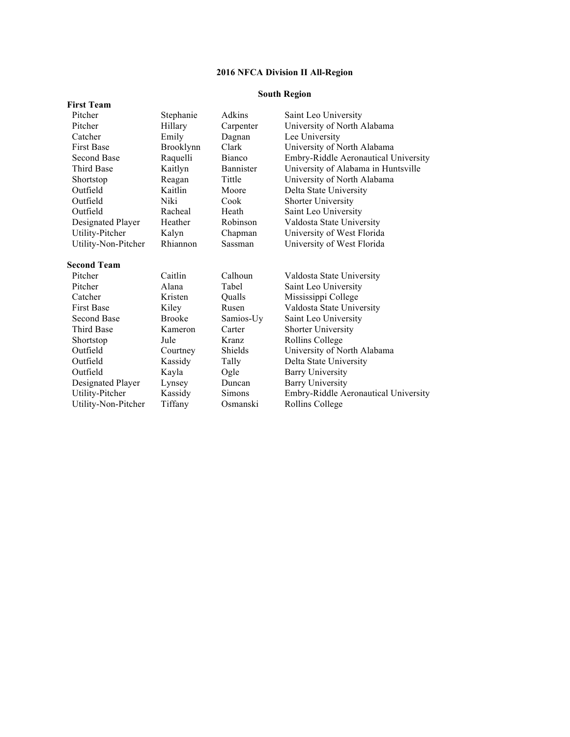# 2016 NFCA Division II All-Region

## South Region

**First Team**

| | | | |
|---|---|---|---|
| Pitcher | Stephanie | Adkins | Saint Leo University |
| Pitcher | Hillary | Carpenter | University of North Alabama |
| Catcher | Emily | Dagnan | Lee University |
| First Base | Brooklynn | Clark | University of North Alabama |
| Second Base | Raquelli | Bianco | Embry-Riddle Aeronautical University |
| Third Base | Kaitlyn | Bannister | University of Alabama in Huntsville |
| Shortstop | Reagan | Tittle | University of North Alabama |
| Outfield | Kaitlin | Moore | Delta State University |
| Outfield | Niki | Cook | Shorter University |
| Outfield | Racheal | Heath | Saint Leo University |
| Designated Player | Heather | Robinson | Valdosta State University |
| Utility-Pitcher | Kalyn | Chapman | University of West Florida |
| Utility-Non-Pitcher | Rhiannon | Sassman | University of West Florida |

**Second Team**

| | | | |
|---|---|---|---|
| Pitcher | Caitlin | Calhoun | Valdosta State University |
| Pitcher | Alana | Tabel | Saint Leo University |
| Catcher | Kristen | Qualls | Mississippi College |
| First Base | Kiley | Rusen | Valdosta State University |
| Second Base | Brooke | Samios-Uy | Saint Leo University |
| Third Base | Kameron | Carter | Shorter University |
| Shortstop | Jule | Kranz | Rollins College |
| Outfield | Courtney | Shields | University of North Alabama |
| Outfield | Kassidy | Tally | Delta State University |
| Outfield | Kayla | Ogle | Barry University |
| Designated Player | Lynsey | Duncan | Barry University |
| Utility-Pitcher | Kassidy | Simons | Embry-Riddle Aeronautical University |
| Utility-Non-Pitcher | Tiffany | Osmanski | Rollins College |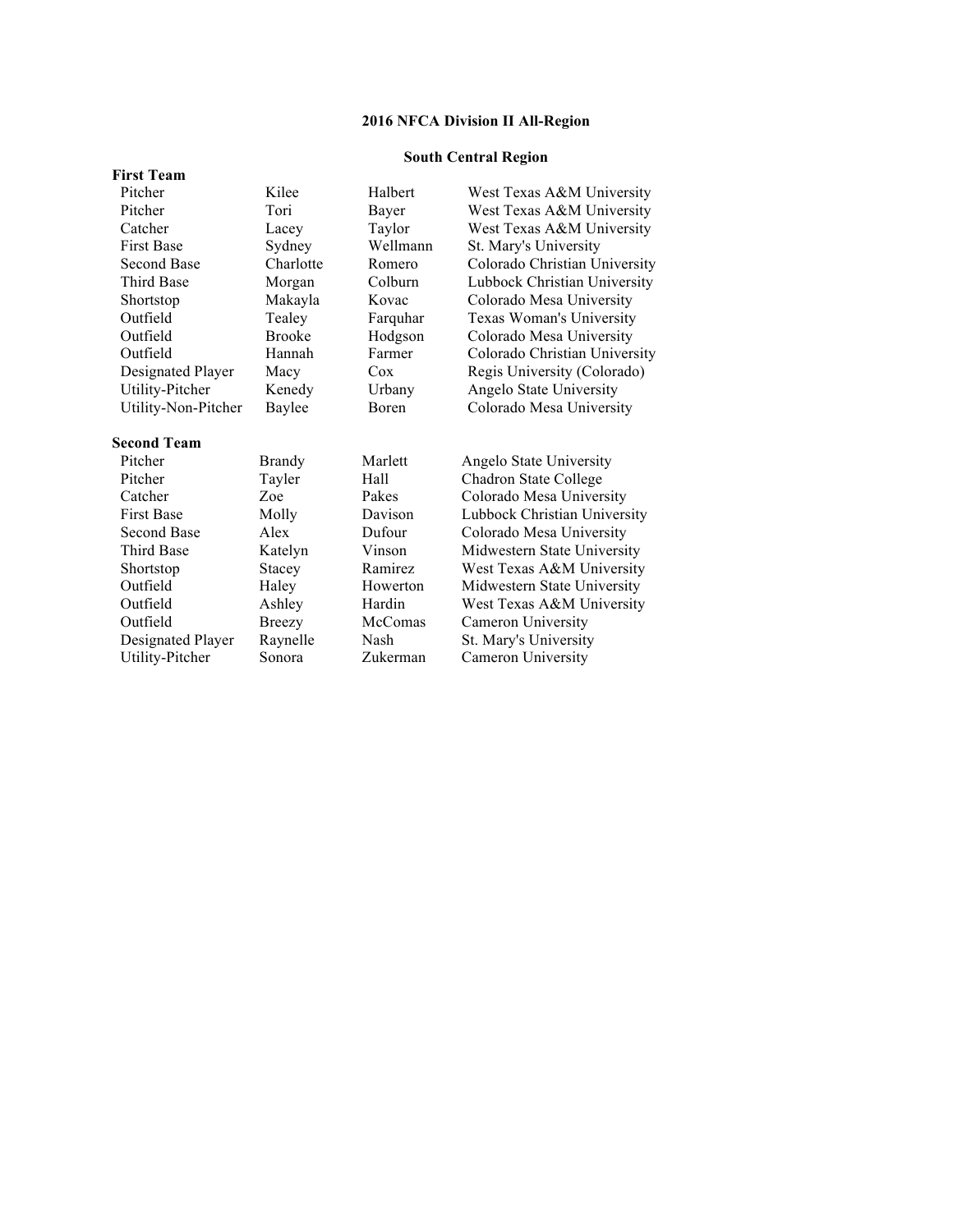# 2016 NFCA Division II All-Region

## South Central Region

**First Team**

| Position | First Name | Last Name | School |
|---|---|---|---|
| Pitcher | Kilee | Halbert | West Texas A&M University |
| Pitcher | Tori | Bayer | West Texas A&M University |
| Catcher | Lacey | Taylor | West Texas A&M University |
| First Base | Sydney | Wellmann | St. Mary's University |
| Second Base | Charlotte | Romero | Colorado Christian University |
| Third Base | Morgan | Colburn | Lubbock Christian University |
| Shortstop | Makayla | Kovac | Colorado Mesa University |
| Outfield | Tealey | Farquhar | Texas Woman's University |
| Outfield | Brooke | Hodgson | Colorado Mesa University |
| Outfield | Hannah | Farmer | Colorado Christian University |
| Designated Player | Macy | Cox | Regis University (Colorado) |
| Utility-Pitcher | Kenedy | Urbany | Angelo State University |
| Utility-Non-Pitcher | Baylee | Boren | Colorado Mesa University |

**Second Team**

| Position | First Name | Last Name | School |
|---|---|---|---|
| Pitcher | Brandy | Marlett | Angelo State University |
| Pitcher | Tayler | Hall | Chadron State College |
| Catcher | Zoe | Pakes | Colorado Mesa University |
| First Base | Molly | Davison | Lubbock Christian University |
| Second Base | Alex | Dufour | Colorado Mesa University |
| Third Base | Katelyn | Vinson | Midwestern State University |
| Shortstop | Stacey | Ramirez | West Texas A&M University |
| Outfield | Haley | Howerton | Midwestern State University |
| Outfield | Ashley | Hardin | West Texas A&M University |
| Outfield | Breezy | McComas | Cameron University |
| Designated Player | Raynelle | Nash | St. Mary's University |
| Utility-Pitcher | Sonora | Zukerman | Cameron University |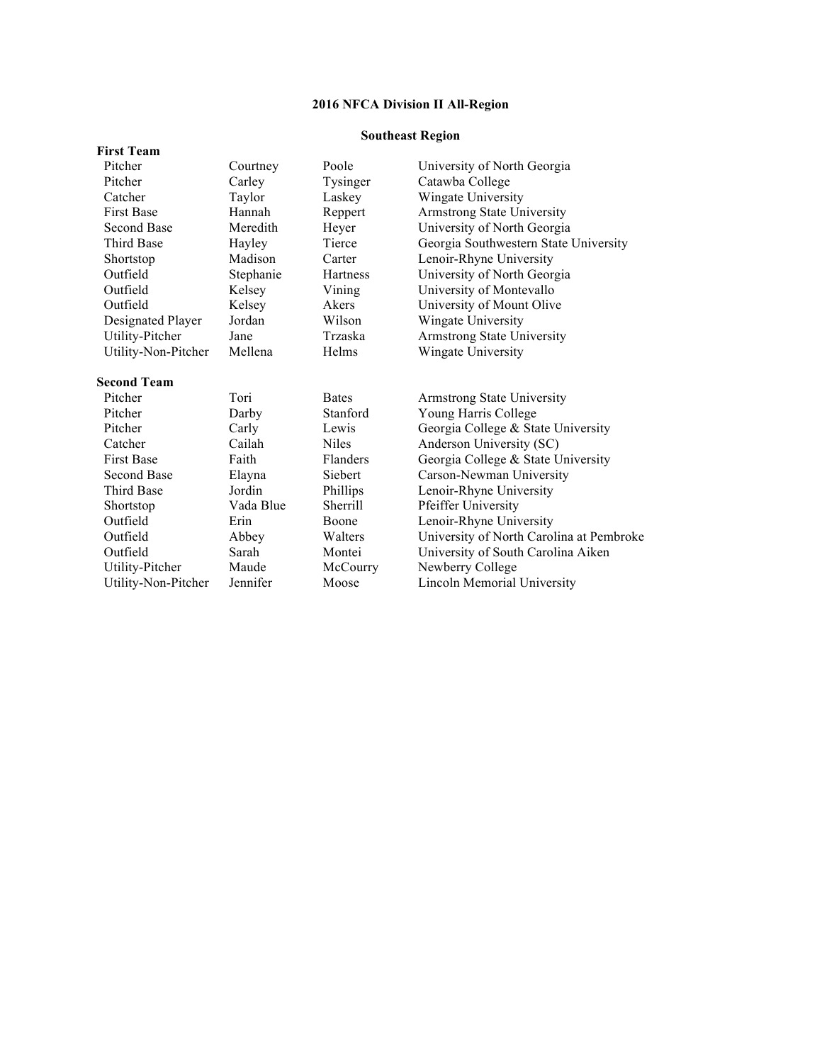# 2016 NFCA Division II All-Region

## Southeast Region

**First Team**

| Position | First Name | Last Name | School |
|---|---|---|---|
| Pitcher | Courtney | Poole | University of North Georgia |
| Pitcher | Carley | Tysinger | Catawba College |
| Catcher | Taylor | Laskey | Wingate University |
| First Base | Hannah | Reppert | Armstrong State University |
| Second Base | Meredith | Heyer | University of North Georgia |
| Third Base | Hayley | Tierce | Georgia Southwestern State University |
| Shortstop | Madison | Carter | Lenoir-Rhyne University |
| Outfield | Stephanie | Hartness | University of North Georgia |
| Outfield | Kelsey | Vining | University of Montevallo |
| Outfield | Kelsey | Akers | University of Mount Olive |
| Designated Player | Jordan | Wilson | Wingate University |
| Utility-Pitcher | Jane | Trzaska | Armstrong State University |
| Utility-Non-Pitcher | Mellena | Helms | Wingate University |

**Second Team**

| Position | First Name | Last Name | School |
|---|---|---|---|
| Pitcher | Tori | Bates | Armstrong State University |
| Pitcher | Darby | Stanford | Young Harris College |
| Pitcher | Carly | Lewis | Georgia College & State University |
| Catcher | Cailah | Niles | Anderson University (SC) |
| First Base | Faith | Flanders | Georgia College & State University |
| Second Base | Elayna | Siebert | Carson-Newman University |
| Third Base | Jordin | Phillips | Lenoir-Rhyne University |
| Shortstop | Vada Blue | Sherrill | Pfeiffer University |
| Outfield | Erin | Boone | Lenoir-Rhyne University |
| Outfield | Abbey | Walters | University of North Carolina at Pembroke |
| Outfield | Sarah | Montei | University of South Carolina Aiken |
| Utility-Pitcher | Maude | McCourry | Newberry College |
| Utility-Non-Pitcher | Jennifer | Moose | Lincoln Memorial University |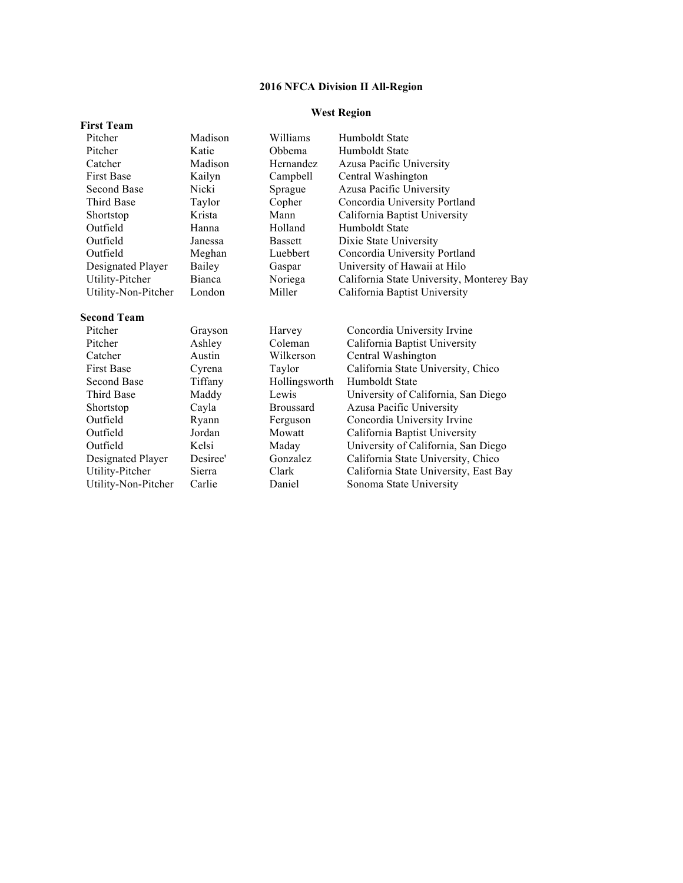# 2016 NFCA Division II All-Region

## West Region

**First Team**

| | | | |
|---|---|---|---|
| Pitcher | Madison | Williams | Humboldt State |
| Pitcher | Katie | Obbema | Humboldt State |
| Catcher | Madison | Hernandez | Azusa Pacific University |
| First Base | Kailyn | Campbell | Central Washington |
| Second Base | Nicki | Sprague | Azusa Pacific University |
| Third Base | Taylor | Copher | Concordia University Portland |
| Shortstop | Krista | Mann | California Baptist University |
| Outfield | Hanna | Holland | Humboldt State |
| Outfield | Janessa | Bassett | Dixie State University |
| Outfield | Meghan | Luebbert | Concordia University Portland |
| Designated Player | Bailey | Gaspar | University of Hawaii at Hilo |
| Utility-Pitcher | Bianca | Noriega | California State University, Monterey Bay |
| Utility-Non-Pitcher | London | Miller | California Baptist University |

**Second Team**

| | | | |
|---|---|---|---|
| Pitcher | Grayson | Harvey | Concordia University Irvine |
| Pitcher | Ashley | Coleman | California Baptist University |
| Catcher | Austin | Wilkerson | Central Washington |
| First Base | Cyrena | Taylor | California State University, Chico |
| Second Base | Tiffany | Hollingsworth | Humboldt State |
| Third Base | Maddy | Lewis | University of California, San Diego |
| Shortstop | Cayla | Broussard | Azusa Pacific University |
| Outfield | Ryann | Ferguson | Concordia University Irvine |
| Outfield | Jordan | Mowatt | California Baptist University |
| Outfield | Kelsi | Maday | University of California, San Diego |
| Designated Player | Desiree' | Gonzalez | California State University, Chico |
| Utility-Pitcher | Sierra | Clark | California State University, East Bay |
| Utility-Non-Pitcher | Carlie | Daniel | Sonoma State University |